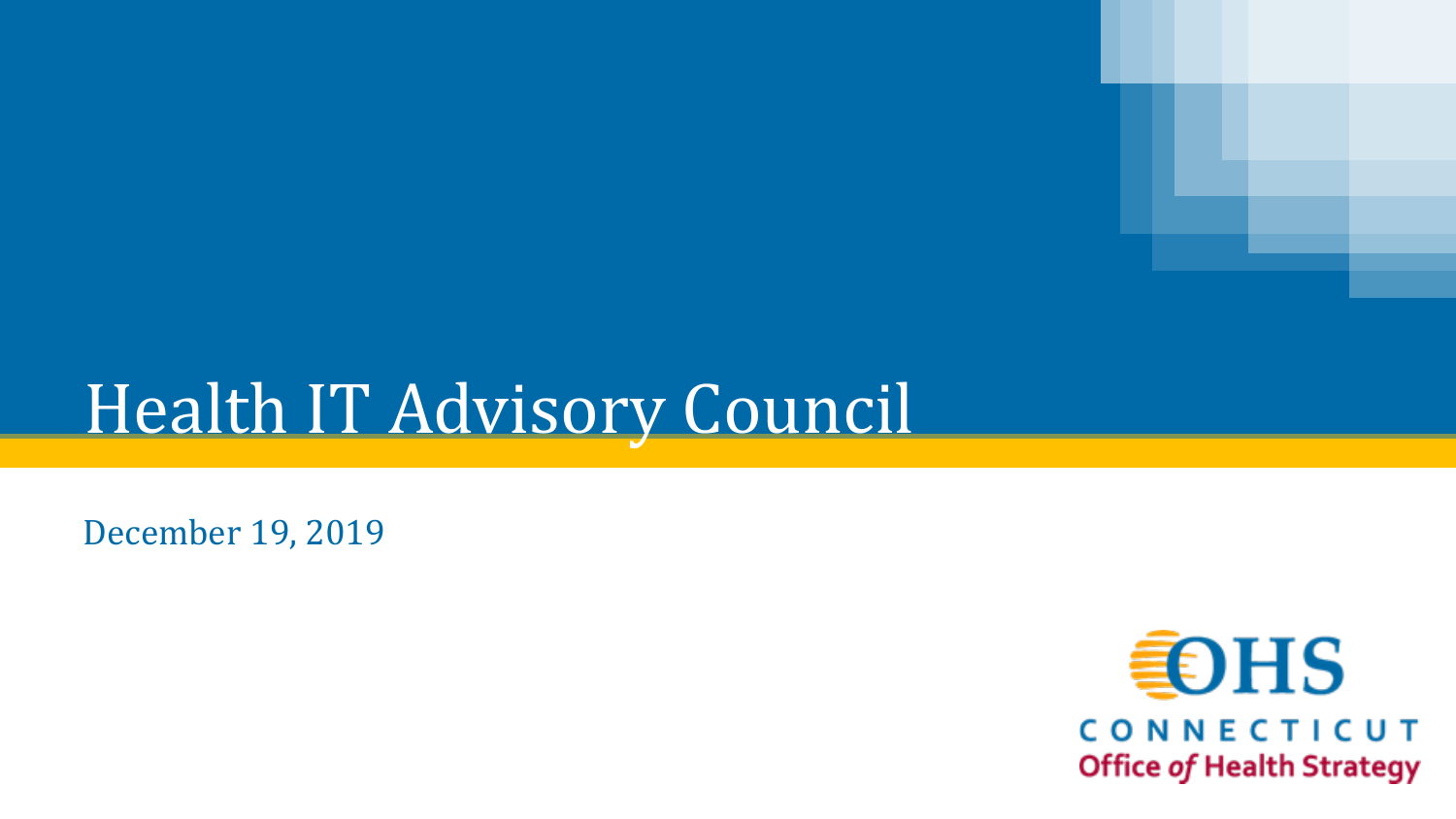# Health IT Advisory Council

December 19, 2019

OHS
CONNECTICUT
Office *of* Health Strategy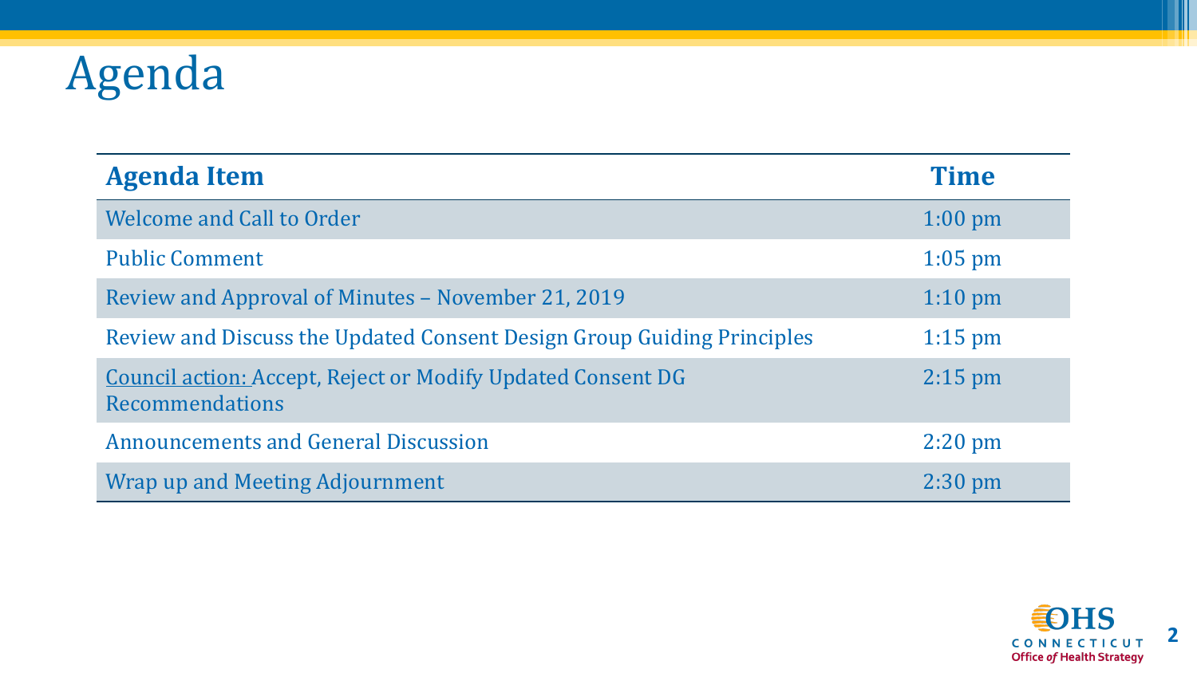# Agenda

| Agenda Item | Time |
|---|---|
| Welcome and Call to Order | 1:00 pm |
| Public Comment | 1:05 pm |
| Review and Approval of Minutes – November 21, 2019 | 1:10 pm |
| Review and Discuss the Updated Consent Design Group Guiding Principles | 1:15 pm |
| Council action: Accept, Reject or Modify Updated Consent DG Recommendations | 2:15 pm |
| Announcements and General Discussion | 2:20 pm |
| Wrap up and Meeting Adjournment | 2:30 pm |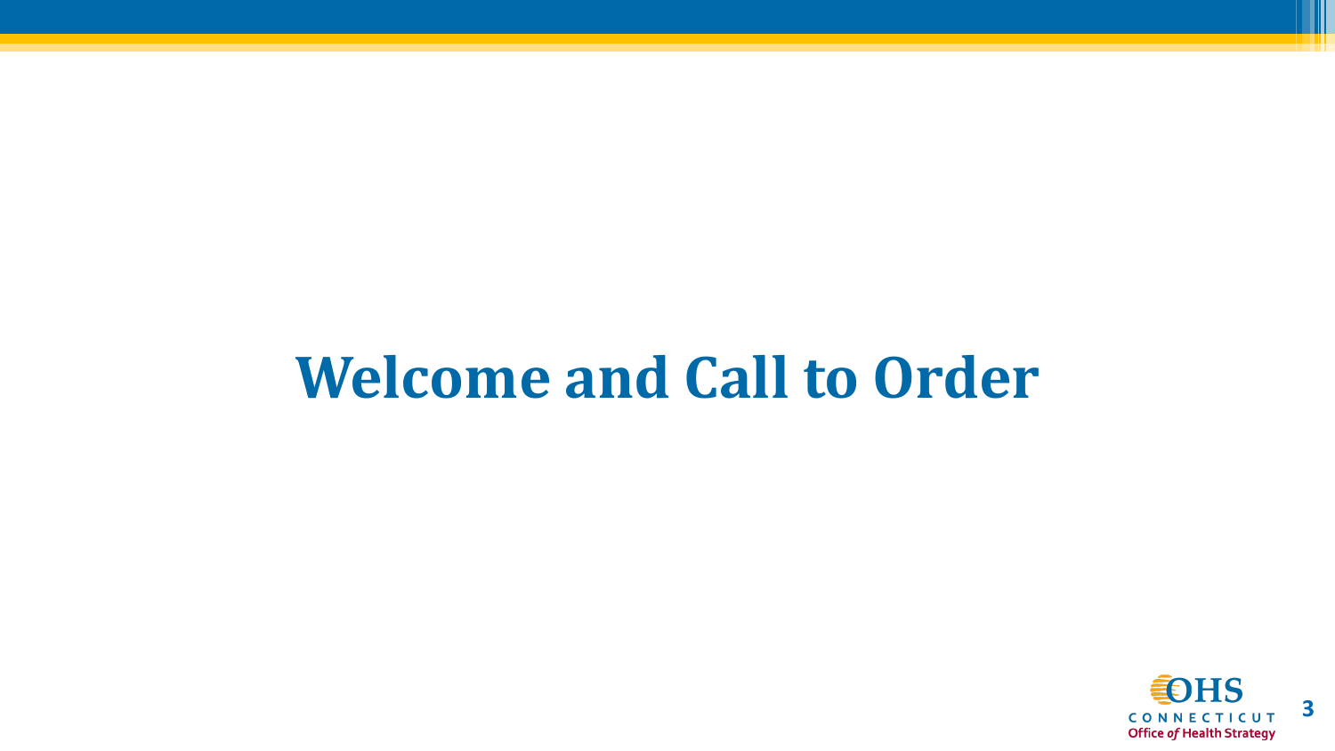# Welcome and Call to Order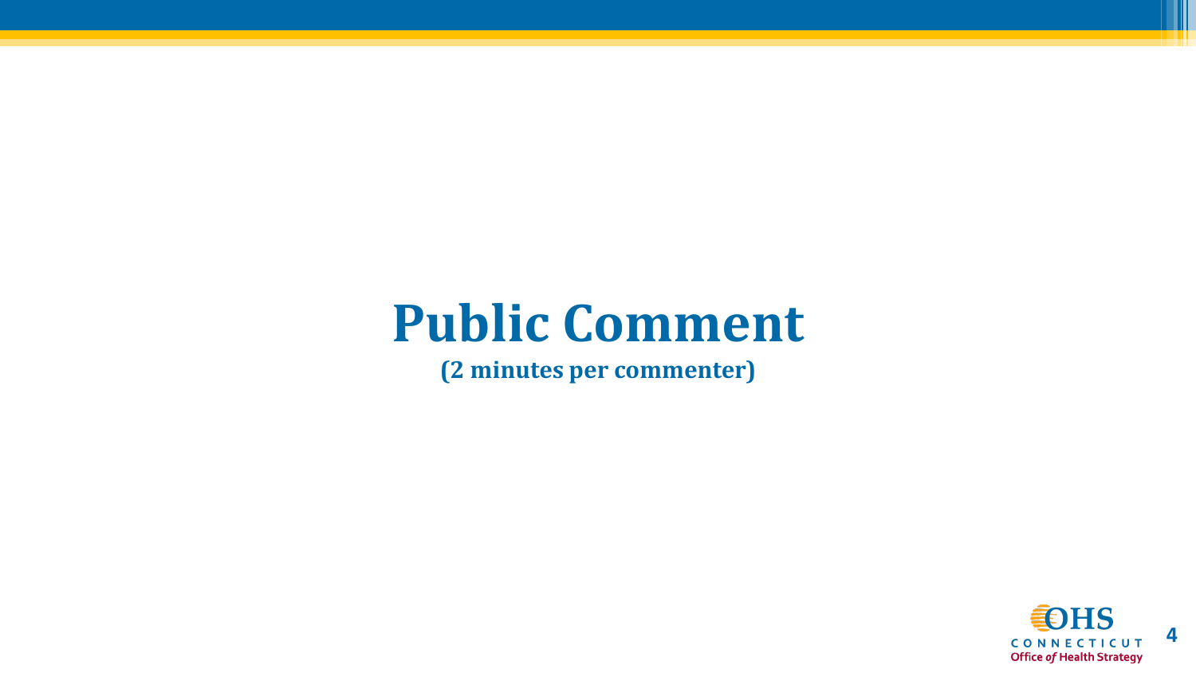# Public Comment

**(2 minutes per commenter)**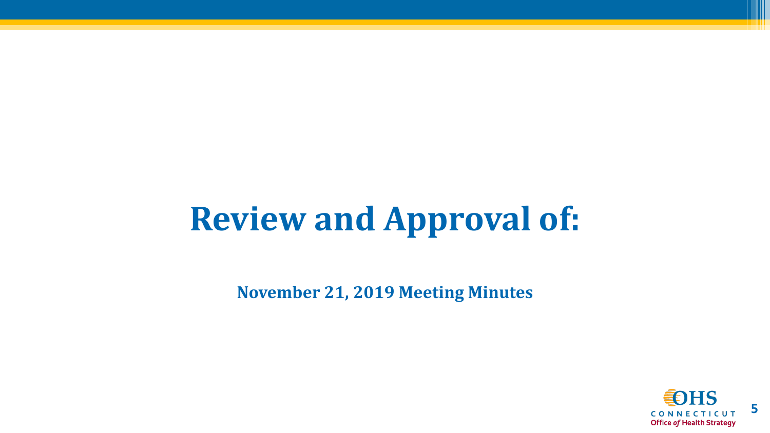# Review and Approval of:

**November 21, 2019 Meeting Minutes**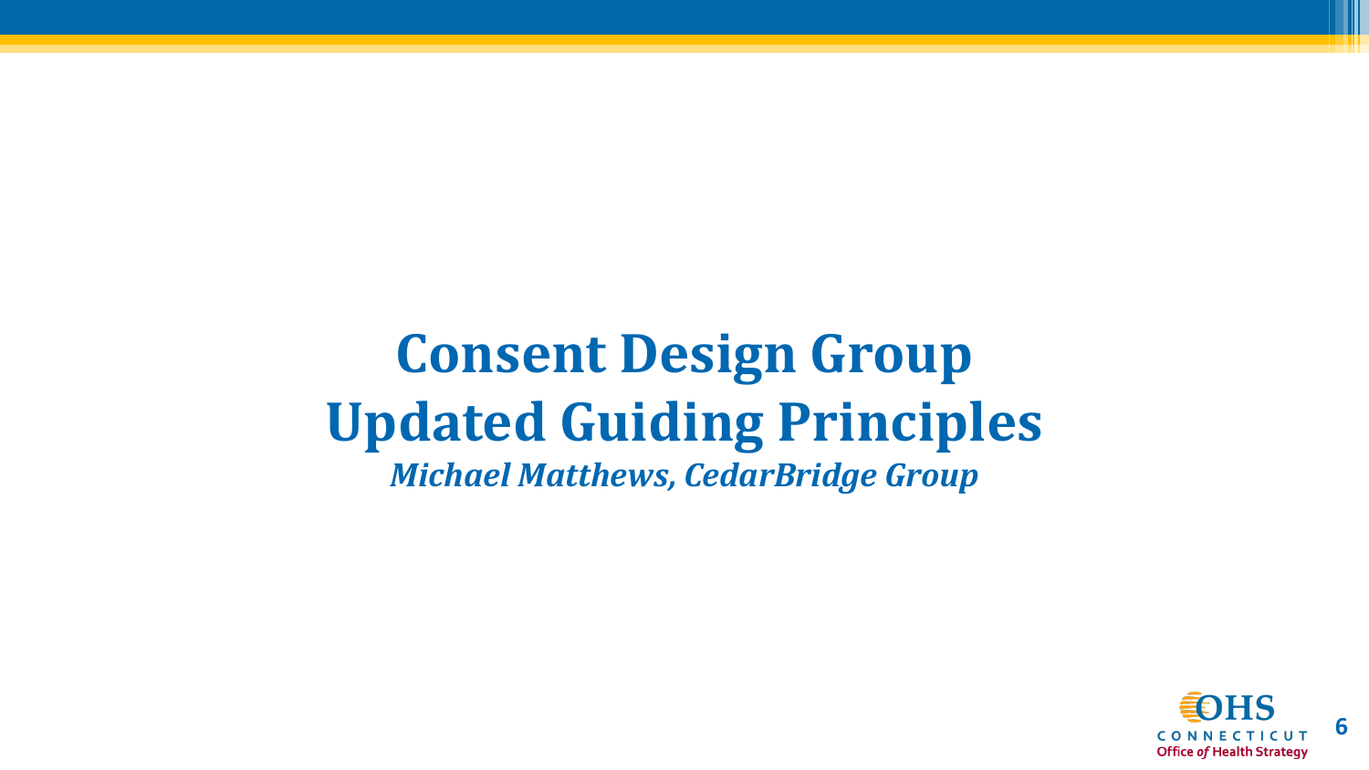# Consent Design Group
# Updated Guiding Principles

***Michael Matthews, CedarBridge Group***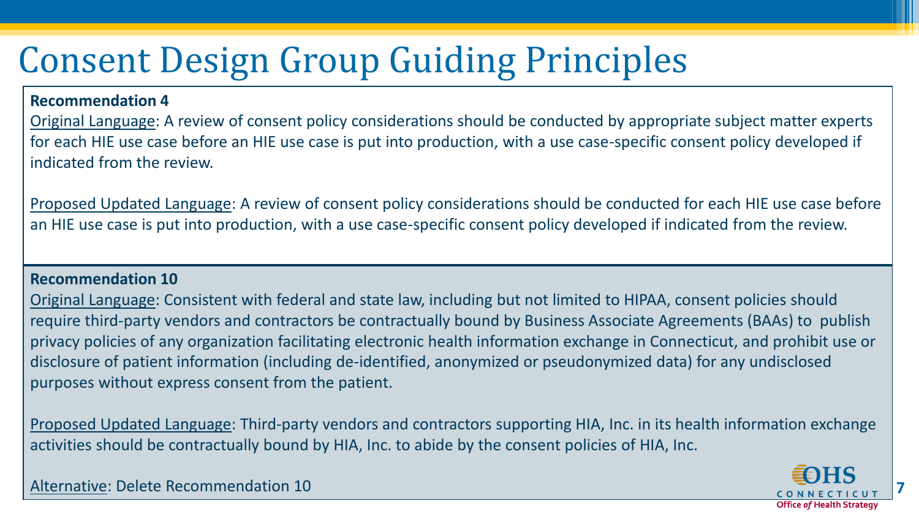# Consent Design Group Guiding Principles

**Recommendation 4**

Original Language: A review of consent policy considerations should be conducted by appropriate subject matter experts for each HIE use case before an HIE use case is put into production, with a use case-specific consent policy developed if indicated from the review.

Proposed Updated Language: A review of consent policy considerations should be conducted for each HIE use case before an HIE use case is put into production, with a use case-specific consent policy developed if indicated from the review.

**Recommendation 10**

Original Language: Consistent with federal and state law, including but not limited to HIPAA, consent policies should require third-party vendors and contractors be contractually bound by Business Associate Agreements (BAAs) to publish privacy policies of any organization facilitating electronic health information exchange in Connecticut, and prohibit use or disclosure of patient information (including de-identified, anonymized or pseudonymized data) for any undisclosed purposes without express consent from the patient.

Proposed Updated Language: Third-party vendors and contractors supporting HIA, Inc. in its health information exchange activities should be contractually bound by HIA, Inc. to abide by the consent policies of HIA, Inc.

Alternative: Delete Recommendation 10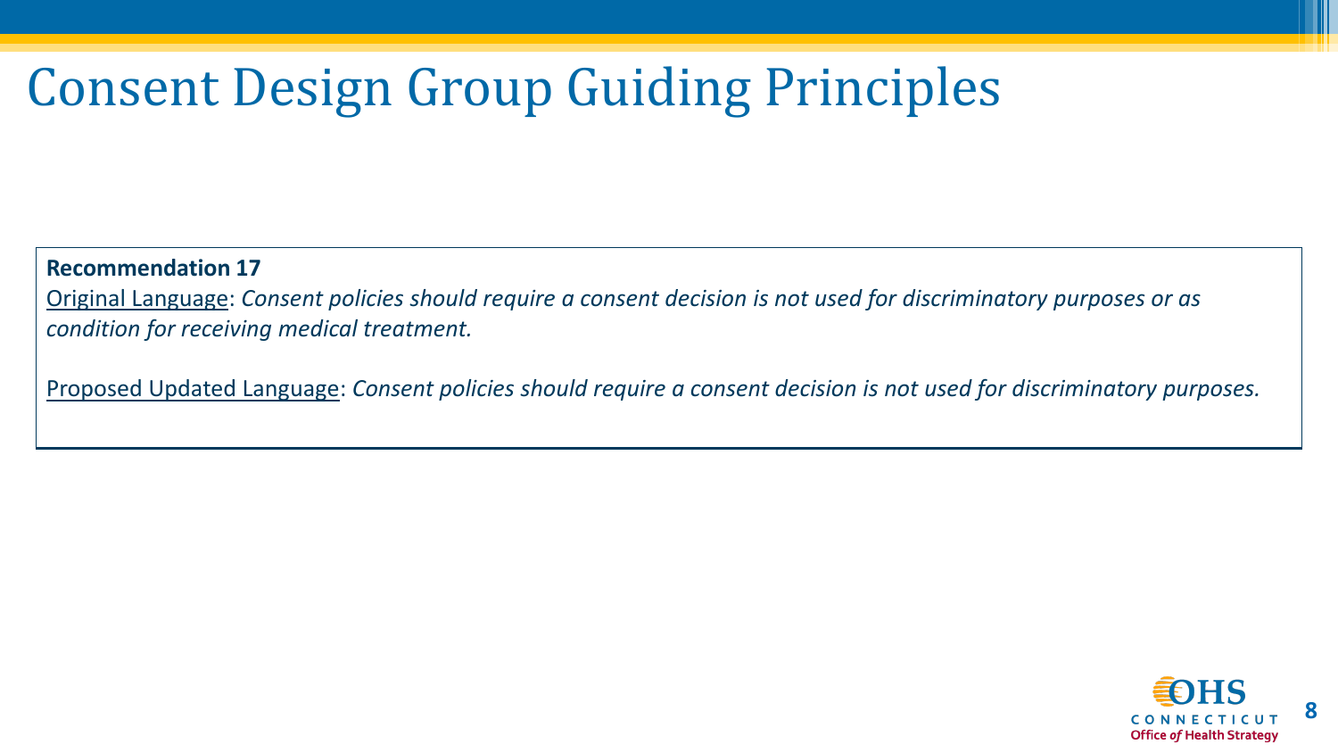# Consent Design Group Guiding Principles

**Recommendation 17**

Original Language: *Consent policies should require a consent decision is not used for discriminatory purposes or as condition for receiving medical treatment.*

Proposed Updated Language: *Consent policies should require a consent decision is not used for discriminatory purposes.*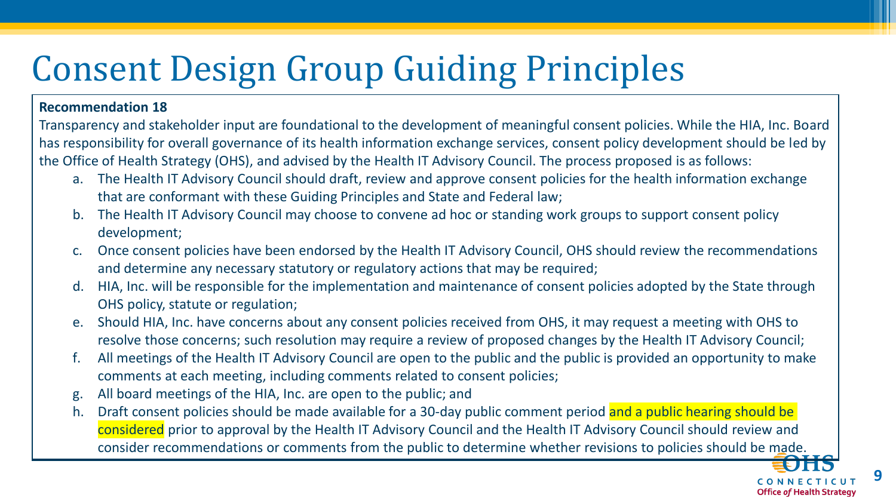# Consent Design Group Guiding Principles

**Recommendation 18**

Transparency and stakeholder input are foundational to the development of meaningful consent policies. While the HIA, Inc. Board has responsibility for overall governance of its health information exchange services, consent policy development should be led by the Office of Health Strategy (OHS), and advised by the Health IT Advisory Council. The process proposed is as follows:

a. The Health IT Advisory Council should draft, review and approve consent policies for the health information exchange that are conformant with these Guiding Principles and State and Federal law;

b. The Health IT Advisory Council may choose to convene ad hoc or standing work groups to support consent policy development;

c. Once consent policies have been endorsed by the Health IT Advisory Council, OHS should review the recommendations and determine any necessary statutory or regulatory actions that may be required;

d. HIA, Inc. will be responsible for the implementation and maintenance of consent policies adopted by the State through OHS policy, statute or regulation;

e. Should HIA, Inc. have concerns about any consent policies received from OHS, it may request a meeting with OHS to resolve those concerns; such resolution may require a review of proposed changes by the Health IT Advisory Council;

f. All meetings of the Health IT Advisory Council are open to the public and the public is provided an opportunity to make comments at each meeting, including comments related to consent policies;

g. All board meetings of the HIA, Inc. are open to the public; and

h. Draft consent policies should be made available for a 30-day public comment period and a public hearing should be considered prior to approval by the Health IT Advisory Council and the Health IT Advisory Council should review and consider recommendations or comments from the public to determine whether revisions to policies should be made.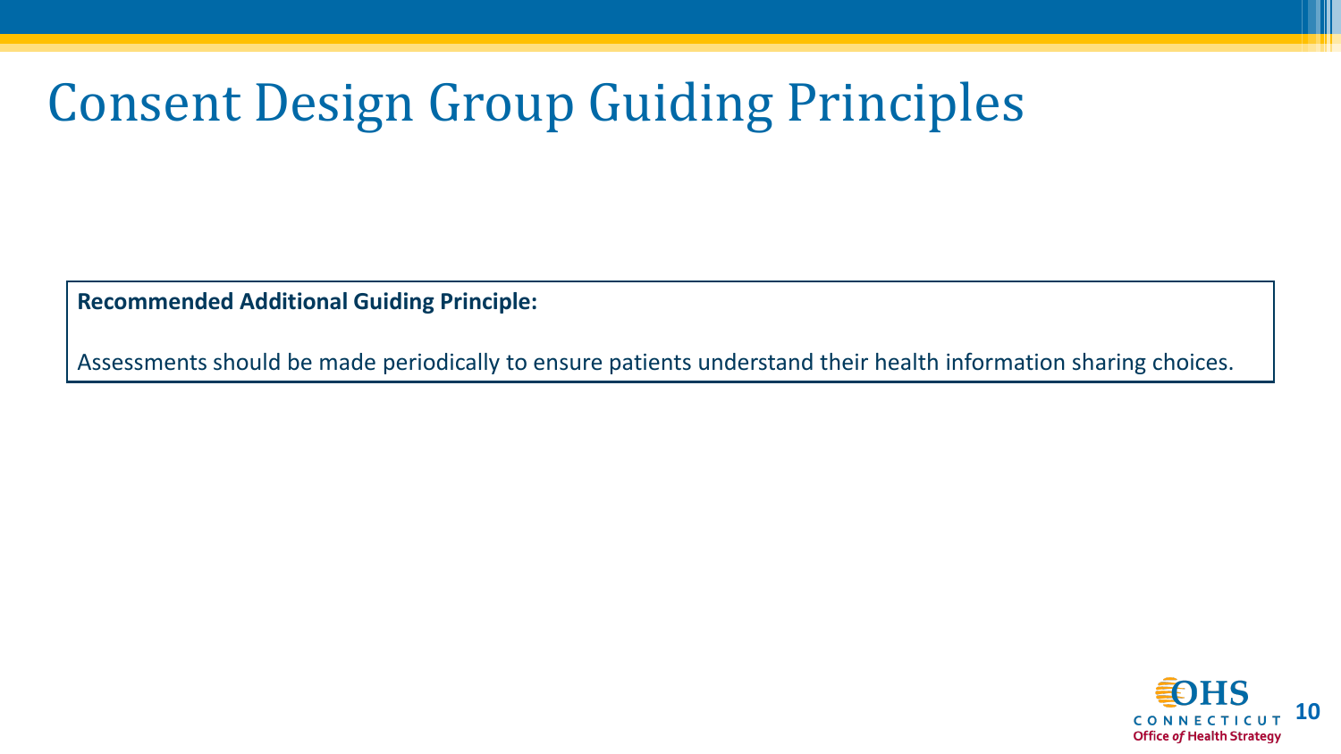# Consent Design Group Guiding Principles

**Recommended Additional Guiding Principle:**

Assessments should be made periodically to ensure patients understand their health information sharing choices.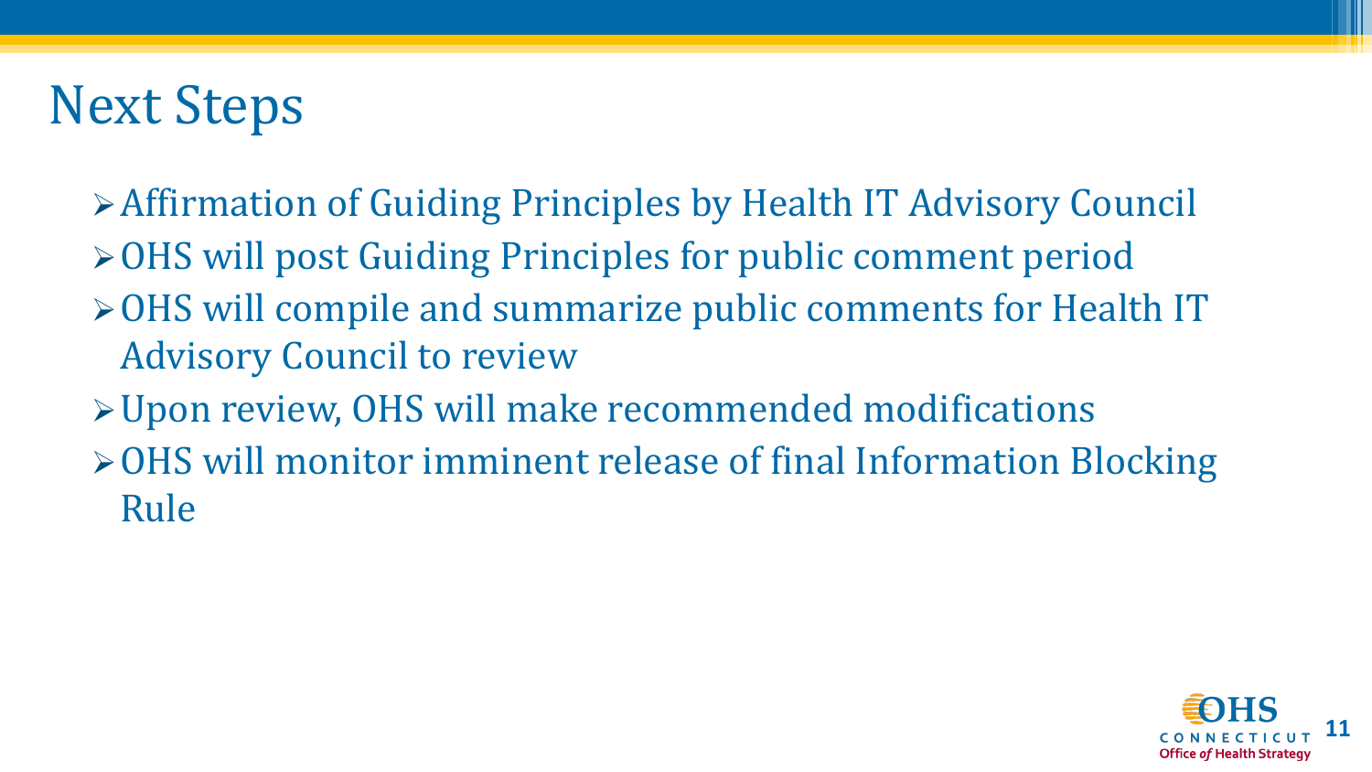# Next Steps

- Affirmation of Guiding Principles by Health IT Advisory Council
- OHS will post Guiding Principles for public comment period
- OHS will compile and summarize public comments for Health IT Advisory Council to review
- Upon review, OHS will make recommended modifications
- OHS will monitor imminent release of final Information Blocking Rule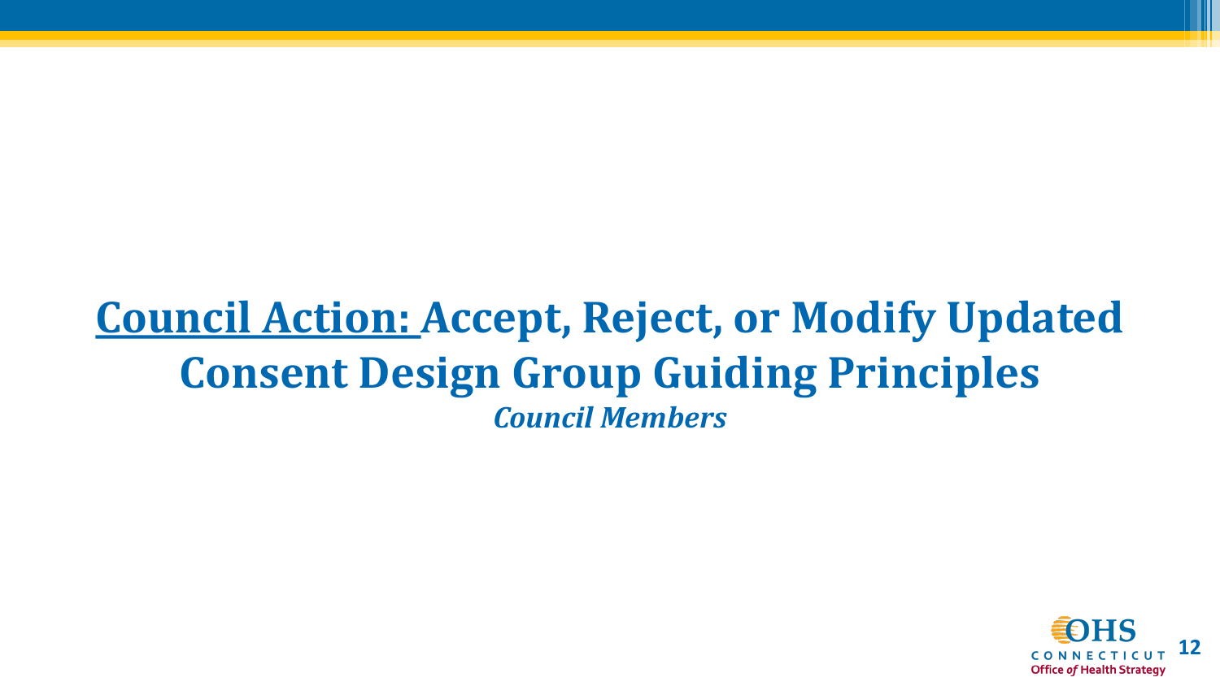# Council Action: Accept, Reject, or Modify Updated Consent Design Group Guiding Principles

***Council Members***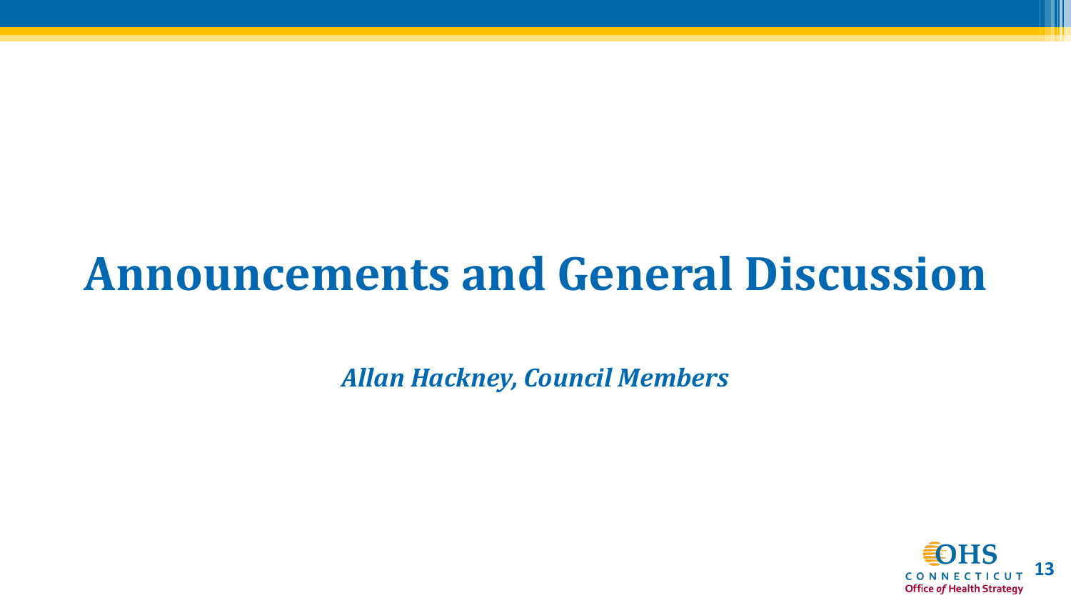# Announcements and General Discussion

***Allan Hackney, Council Members***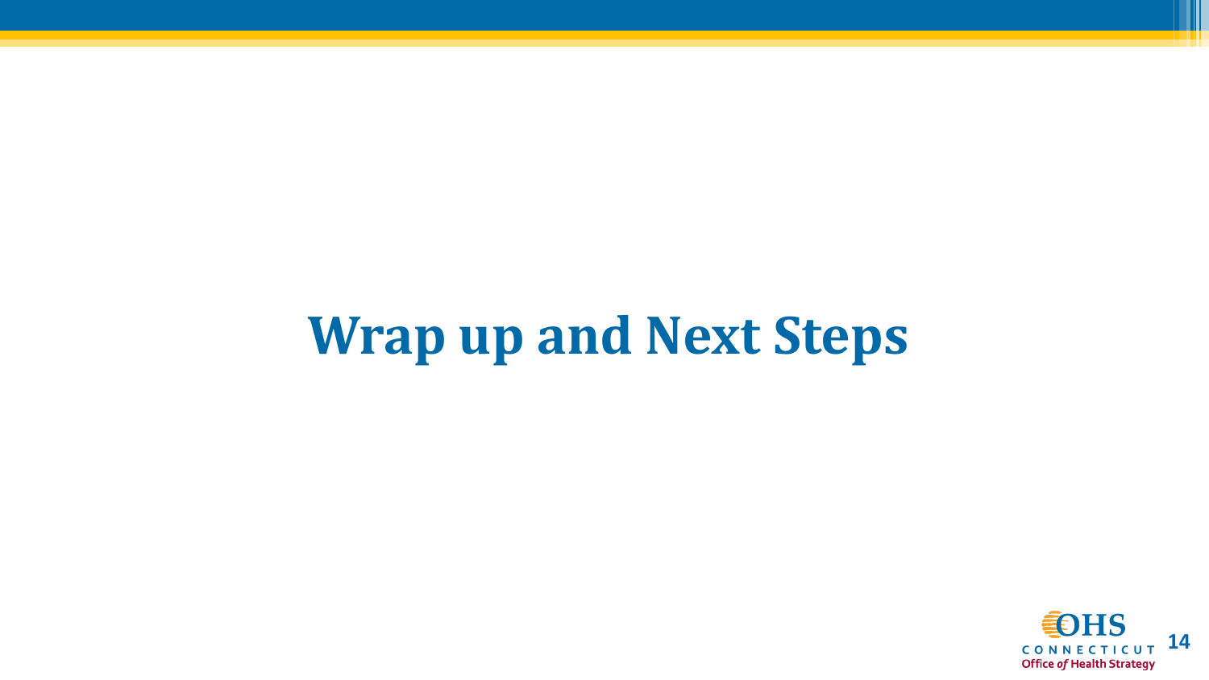# Wrap up and Next Steps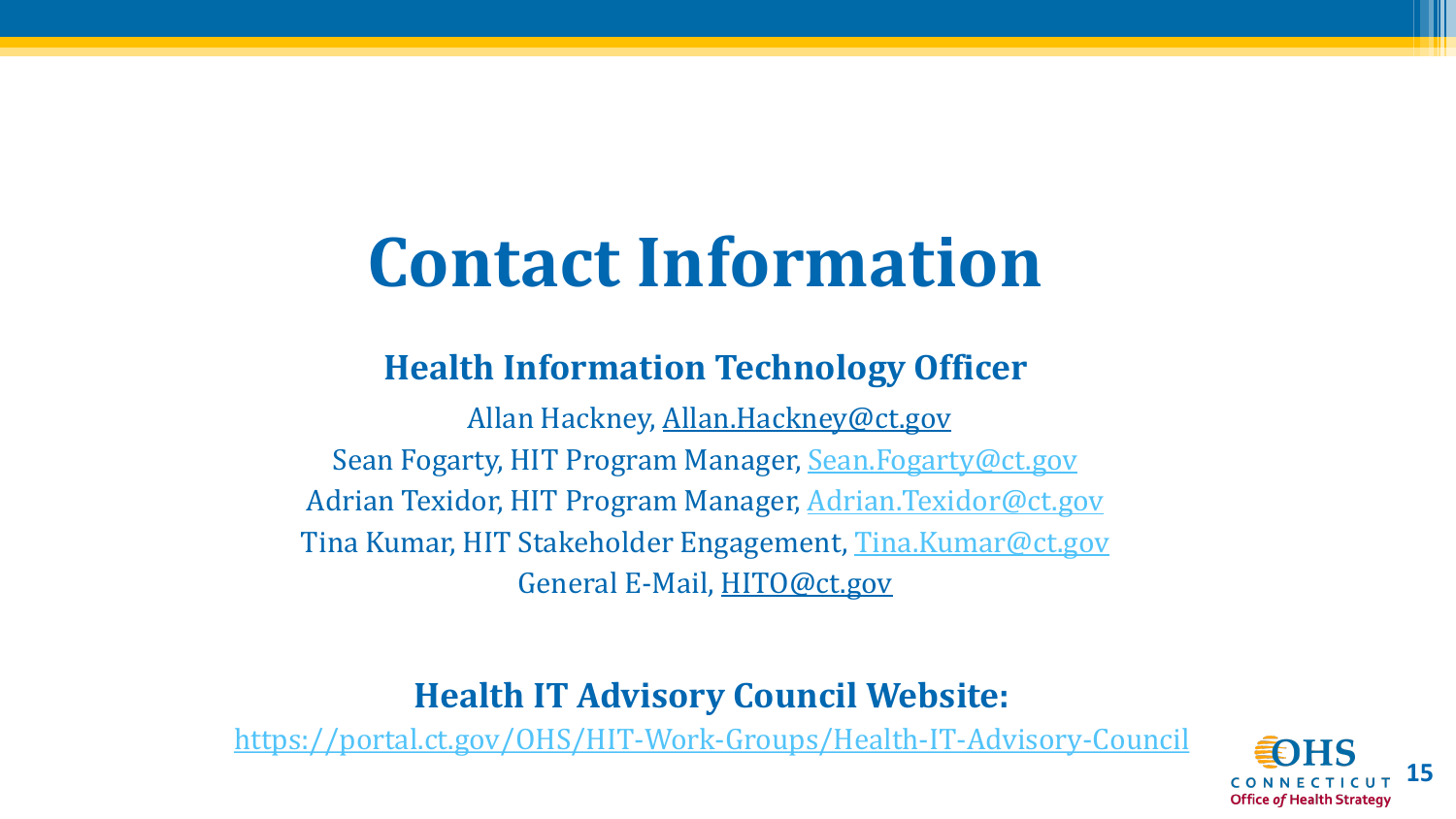# Contact Information

## Health Information Technology Officer

Allan Hackney, Allan.Hackney@ct.gov

Sean Fogarty, HIT Program Manager, Sean.Fogarty@ct.gov

Adrian Texidor, HIT Program Manager, Adrian.Texidor@ct.gov

Tina Kumar, HIT Stakeholder Engagement, Tina.Kumar@ct.gov

General E-Mail, HITO@ct.gov

## Health IT Advisory Council Website:

https://portal.ct.gov/OHS/HIT-Work-Groups/Health-IT-Advisory-Council

OHS CONNECTICUT Office *of* Health Strategy